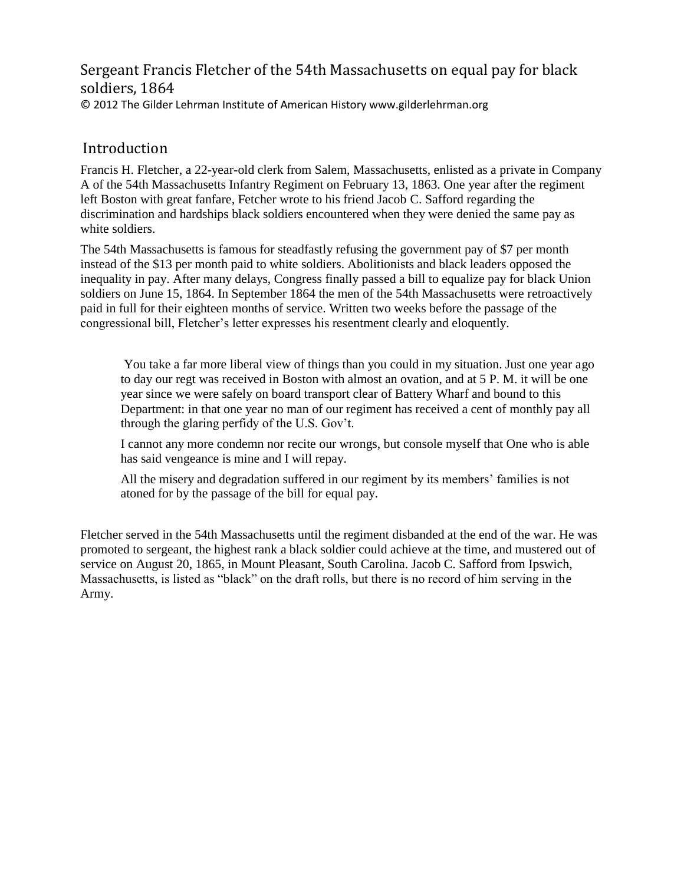# Sergeant Francis Fletcher of the 54th Massachusetts on equal pay for black soldiers, 1864

© 2012 The Gilder Lehrman Institute of American History www.gilderlehrman.org

## Introduction

Francis H. Fletcher, a 22-year-old clerk from Salem, Massachusetts, enlisted as a private in Company A of the 54th Massachusetts Infantry Regiment on February 13, 1863. One year after the regiment left Boston with great fanfare, Fetcher wrote to his friend Jacob C. Safford regarding the discrimination and hardships black soldiers encountered when they were denied the same pay as white soldiers.

The 54th Massachusetts is famous for steadfastly refusing the government pay of $7 per month instead of the $13 per month paid to white soldiers. Abolitionists and black leaders opposed the inequality in pay. After many delays, Congress finally passed a bill to equalize pay for black Union soldiers on June 15, 1864. In September 1864 the men of the 54th Massachusetts were retroactively paid in full for their eighteen months of service. Written two weeks before the passage of the congressional bill, Fletcher's letter expresses his resentment clearly and eloquently.

> You take a far more liberal view of things than you could in my situation. Just one year ago to day our regt was received in Boston with almost an ovation, and at 5 P. M. it will be one year since we were safely on board transport clear of Battery Wharf and bound to this Department: in that one year no man of our regiment has received a cent of monthly pay all through the glaring perfidy of the U.S. Gov't.
>
> I cannot any more condemn nor recite our wrongs, but console myself that One who is able has said vengeance is mine and I will repay.
>
> All the misery and degradation suffered in our regiment by its members' families is not atoned for by the passage of the bill for equal pay.

Fletcher served in the 54th Massachusetts until the regiment disbanded at the end of the war. He was promoted to sergeant, the highest rank a black soldier could achieve at the time, and mustered out of service on August 20, 1865, in Mount Pleasant, South Carolina. Jacob C. Safford from Ipswich, Massachusetts, is listed as "black" on the draft rolls, but there is no record of him serving in the Army.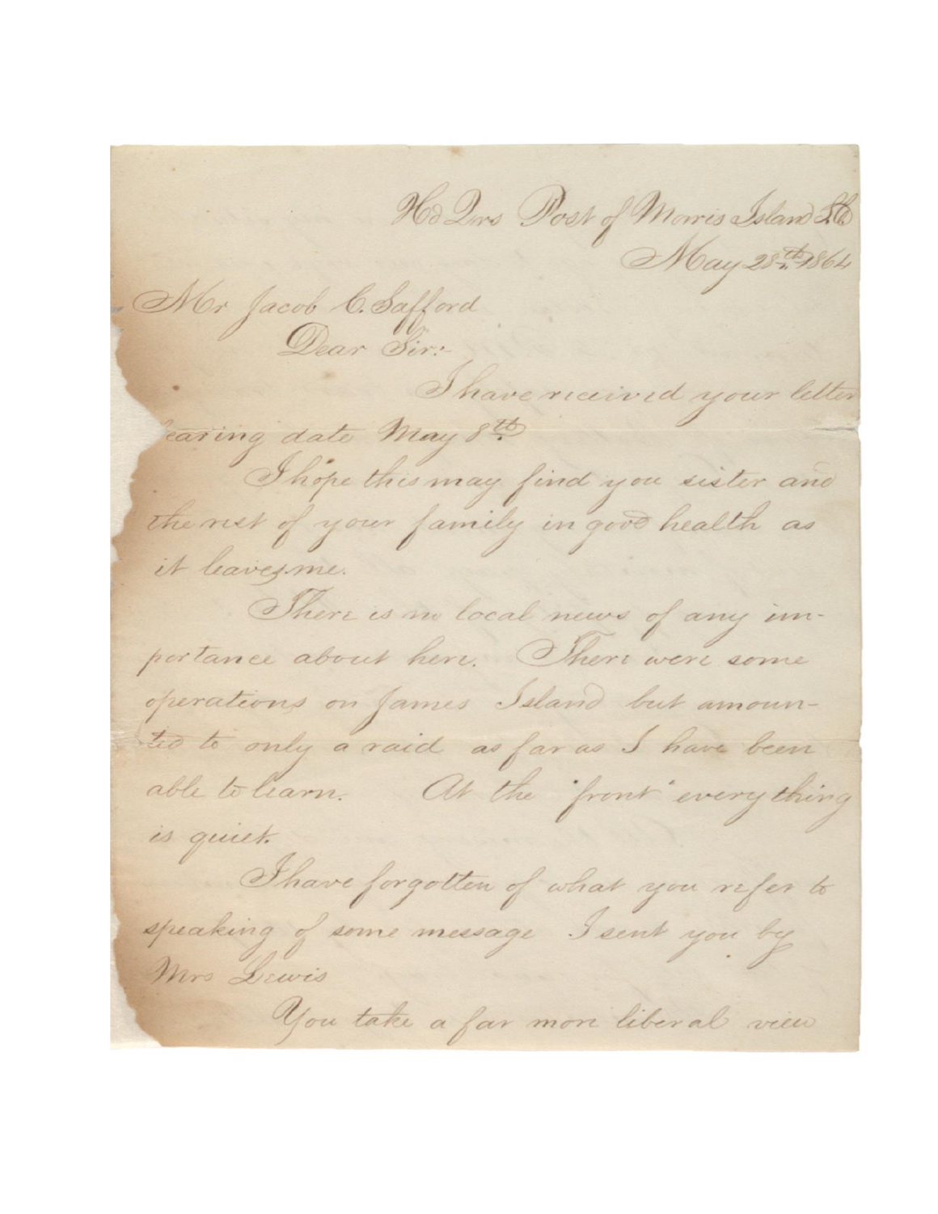Hd Qrs Post of Morris Island S.C.
May 28th 1864

Mr Jacob C. Safford
Dear Sir:-

I have received your letter bearing date May 8th.

I hope this may find you sister and the rest of your family in good health as it leaves me.

There is no local news of any importance about here. There were some operations on James Island but amounted to only a raid as far as I have been able to learn. At the "front" everything is quiet.

I have forgotten of what you refer to speaking of some message I sent you by Mrs Lewis

You take a far more liberal view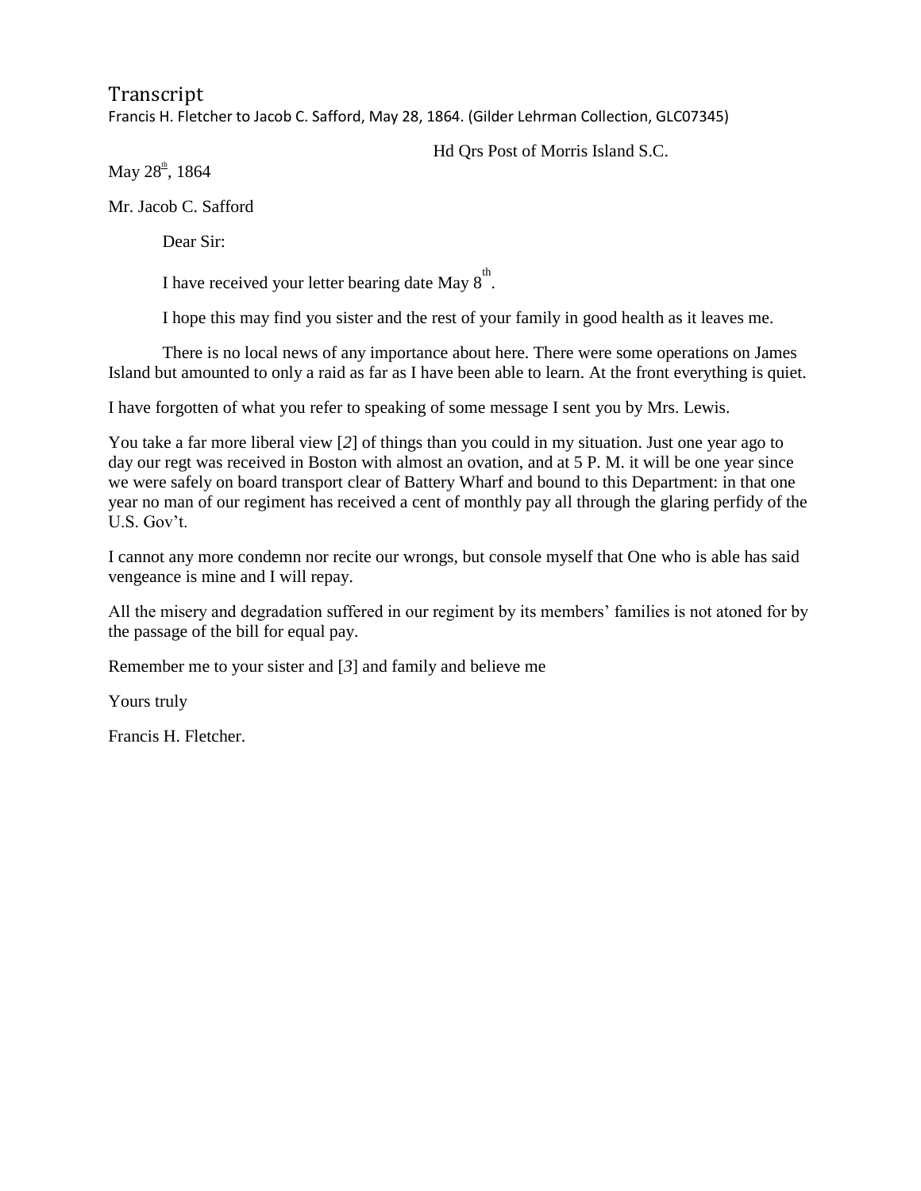# Transcript

Francis H. Fletcher to Jacob C. Safford, May 28, 1864. (Gilder Lehrman Collection, GLC07345)

Hd Qrs Post of Morris Island S.C.

May 28th, 1864

Mr. Jacob C. Safford

Dear Sir:

I have received your letter bearing date May 8th.

I hope this may find you sister and the rest of your family in good health as it leaves me.

There is no local news of any importance about here. There were some operations on James Island but amounted to only a raid as far as I have been able to learn. At the front everything is quiet.

I have forgotten of what you refer to speaking of some message I sent you by Mrs. Lewis.

You take a far more liberal view [*2*] of things than you could in my situation. Just one year ago to day our regt was received in Boston with almost an ovation, and at 5 P. M. it will be one year since we were safely on board transport clear of Battery Wharf and bound to this Department: in that one year no man of our regiment has received a cent of monthly pay all through the glaring perfidy of the U.S. Gov't.

I cannot any more condemn nor recite our wrongs, but console myself that One who is able has said vengeance is mine and I will repay.

All the misery and degradation suffered in our regiment by its members' families is not atoned for by the passage of the bill for equal pay.

Remember me to your sister and [*3*] and family and believe me

Yours truly

Francis H. Fletcher.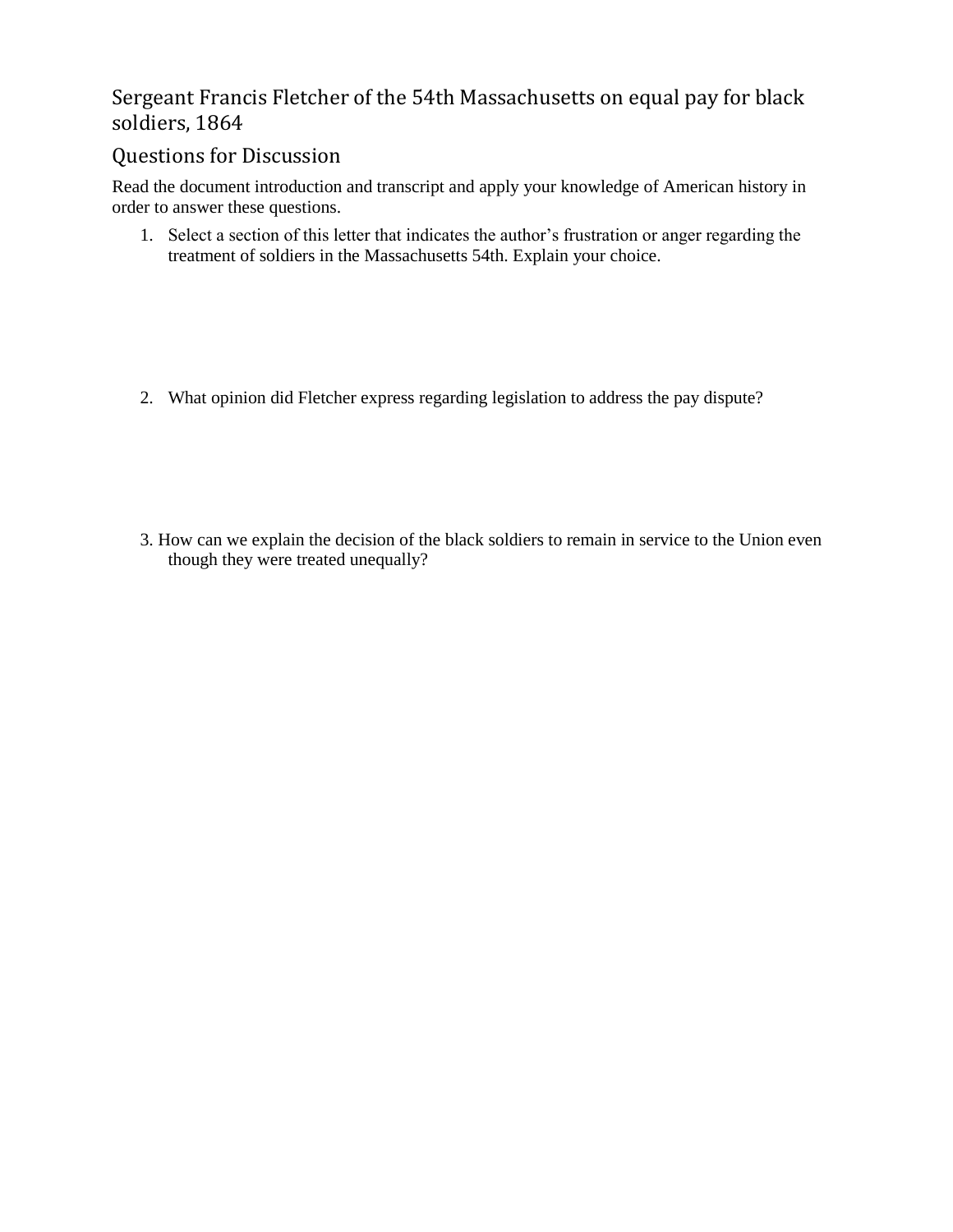# Sergeant Francis Fletcher of the 54th Massachusetts on equal pay for black soldiers, 1864

## Questions for Discussion

Read the document introduction and transcript and apply your knowledge of American history in order to answer these questions.

1. Select a section of this letter that indicates the author's frustration or anger regarding the treatment of soldiers in the Massachusetts 54th. Explain your choice.

2. What opinion did Fletcher express regarding legislation to address the pay dispute?

3. How can we explain the decision of the black soldiers to remain in service to the Union even though they were treated unequally?